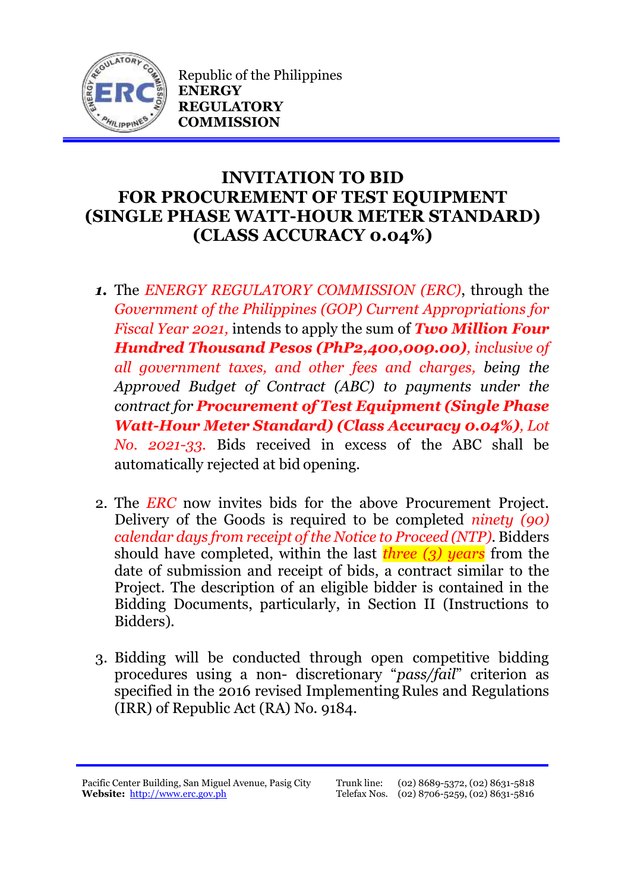Republic of the Philippines
**ENERGY REGULATORY COMMISSION**

# INVITATION TO BID FOR PROCUREMENT OF TEST EQUIPMENT (SINGLE PHASE WATT-HOUR METER STANDARD) (CLASS ACCURACY 0.04%)

1. The *ENERGY REGULATORY COMMISSION (ERC)*, through the *Government of the Philippines (GOP) Current Appropriations for Fiscal Year 2021,* intends to apply the sum of ***Two Million Four Hundred Thousand Pesos (PhP2,400,000.00)****, inclusive of all government taxes, and other fees and charges, being the Approved Budget of Contract (ABC) to payments under the contract for* ***Procurement of Test Equipment (Single Phase Watt-Hour Meter Standard) (Class Accuracy 0.04%)****, Lot No. 2021-33.* Bids received in excess of the ABC shall be automatically rejected at bid opening.

2. The *ERC* now invites bids for the above Procurement Project. Delivery of the Goods is required to be completed *ninety (90) calendar days from receipt of the Notice to Proceed (NTP)*. Bidders should have completed, within the last *three (3) years* from the date of submission and receipt of bids, a contract similar to the Project. The description of an eligible bidder is contained in the Bidding Documents, particularly, in Section II (Instructions to Bidders).

3. Bidding will be conducted through open competitive bidding procedures using a non- discretionary "*pass/fail*" criterion as specified in the 2016 revised Implementing Rules and Regulations (IRR) of Republic Act (RA) No. 9184.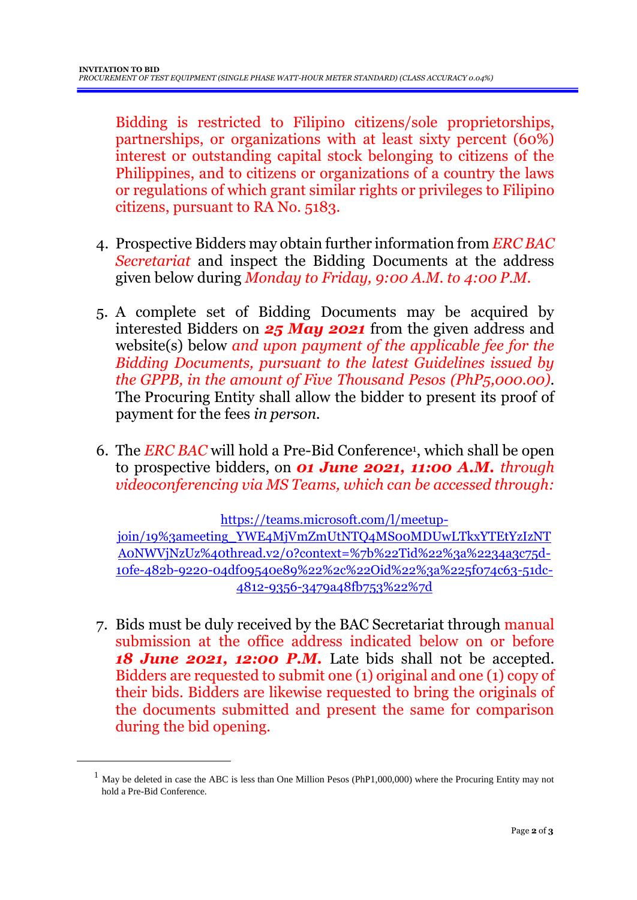Bidding is restricted to Filipino citizens/sole proprietorships, partnerships, or organizations with at least sixty percent (60%) interest or outstanding capital stock belonging to citizens of the Philippines, and to citizens or organizations of a country the laws or regulations of which grant similar rights or privileges to Filipino citizens, pursuant to RA No. 5183.

4. Prospective Bidders may obtain further information from *ERC BAC Secretariat* and inspect the Bidding Documents at the address given below during *Monday to Friday, 9:00 A.M. to 4:00 P.M.*

5. A complete set of Bidding Documents may be acquired by interested Bidders on ***25 May 2021*** from the given address and website(s) below *and upon payment of the applicable fee for the Bidding Documents, pursuant to the latest Guidelines issued by the GPPB, in the amount of Five Thousand Pesos (PhP5,000.00)*. The Procuring Entity shall allow the bidder to present its proof of payment for the fees *in person.*

6. The *ERC BAC* will hold a Pre-Bid Conference[1], which shall be open to prospective bidders, on ***01 June 2021, 11:00 A.M.*** *through videoconferencing via MS Teams, which can be accessed through:*

   https://teams.microsoft.com/l/meetup-join/19%3ameeting_YWE4MjVmZmUtNTQ4MS00MDUwLTkxYTEtYzIzNTA0NWVjNzUz%40thread.v2/0?context=%7b%22Tid%22%3a%2234a3c75d-10fe-482b-9220-04df09540e89%22%2c%22Oid%22%3a%225f074c63-51dc-4812-9356-3479a48fb753%22%7d

7. Bids must be duly received by the BAC Secretariat through manual submission at the office address indicated below on or before ***18 June 2021, 12:00 P.M.*** Late bids shall not be accepted. Bidders are requested to submit one (1) original and one (1) copy of their bids. Bidders are likewise requested to bring the originals of the documents submitted and present the same for comparison during the bid opening.

---

[1] May be deleted in case the ABC is less than One Million Pesos (PhP1,000,000) where the Procuring Entity may not hold a Pre-Bid Conference.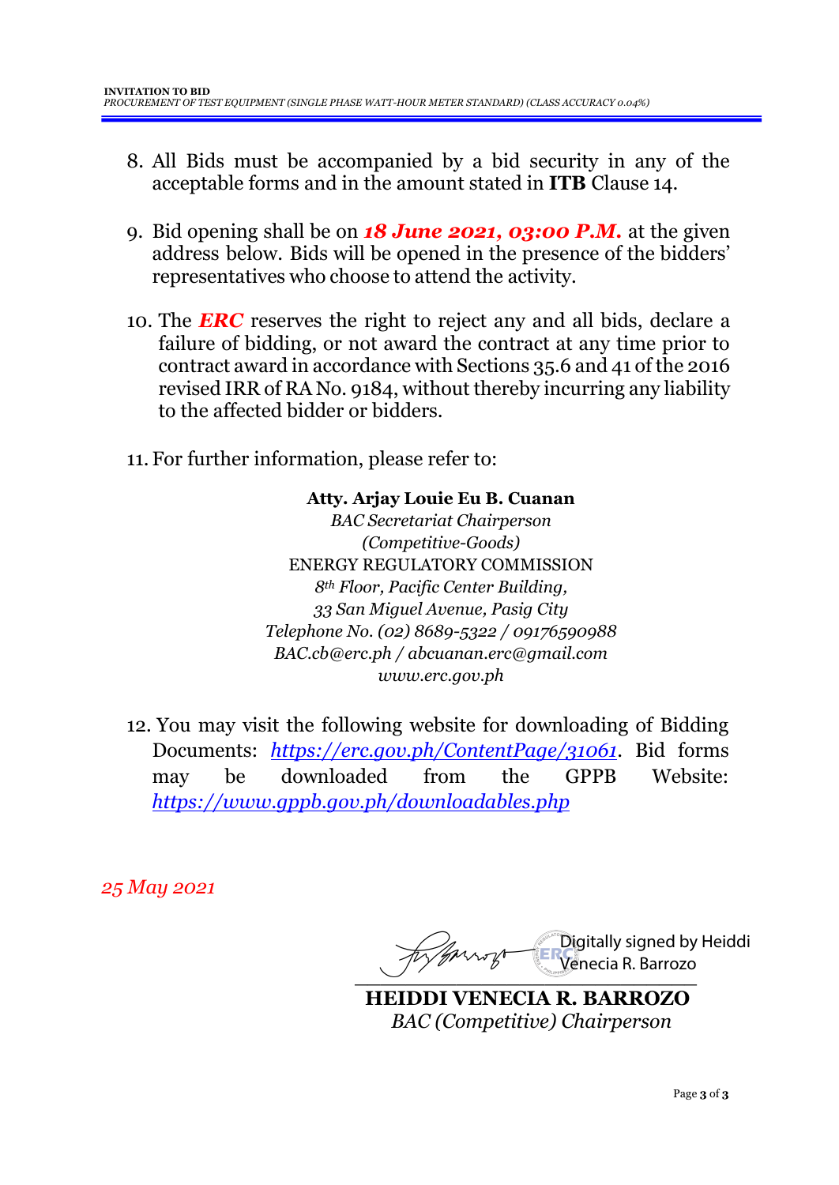8. All Bids must be accompanied by a bid security in any of the acceptable forms and in the amount stated in **ITB** Clause 14.

9. Bid opening shall be on ***18 June 2021, 03:00 P.M.*** at the given address below. Bids will be opened in the presence of the bidders' representatives who choose to attend the activity.

10. The ***ERC*** reserves the right to reject any and all bids, declare a failure of bidding, or not award the contract at any time prior to contract award in accordance with Sections 35.6 and 41 of the 2016 revised IRR of RA No. 9184, without thereby incurring any liability to the affected bidder or bidders.

11. For further information, please refer to:

**Atty. Arjay Louie Eu B. Cuanan**
*BAC Secretariat Chairperson*
*(Competitive-Goods)*
ENERGY REGULATORY COMMISSION
*8th Floor, Pacific Center Building,*
*33 San Miguel Avenue, Pasig City*
*Telephone No. (02) 8689-5322 / 09176590988*
*BAC.cb@erc.ph / abcuanan.erc@gmail.com*
*www.erc.gov.ph*

12. You may visit the following website for downloading of Bidding Documents: *https://erc.gov.ph/ContentPage/31061*. Bid forms may be downloaded from the GPPB Website: *https://www.gppb.gov.ph/downloadables.php*

*25 May 2021*

Digitally signed by Heiddi Venecia R. Barrozo

**HEIDDI VENECIA R. BARROZO**
*BAC (Competitive) Chairperson*